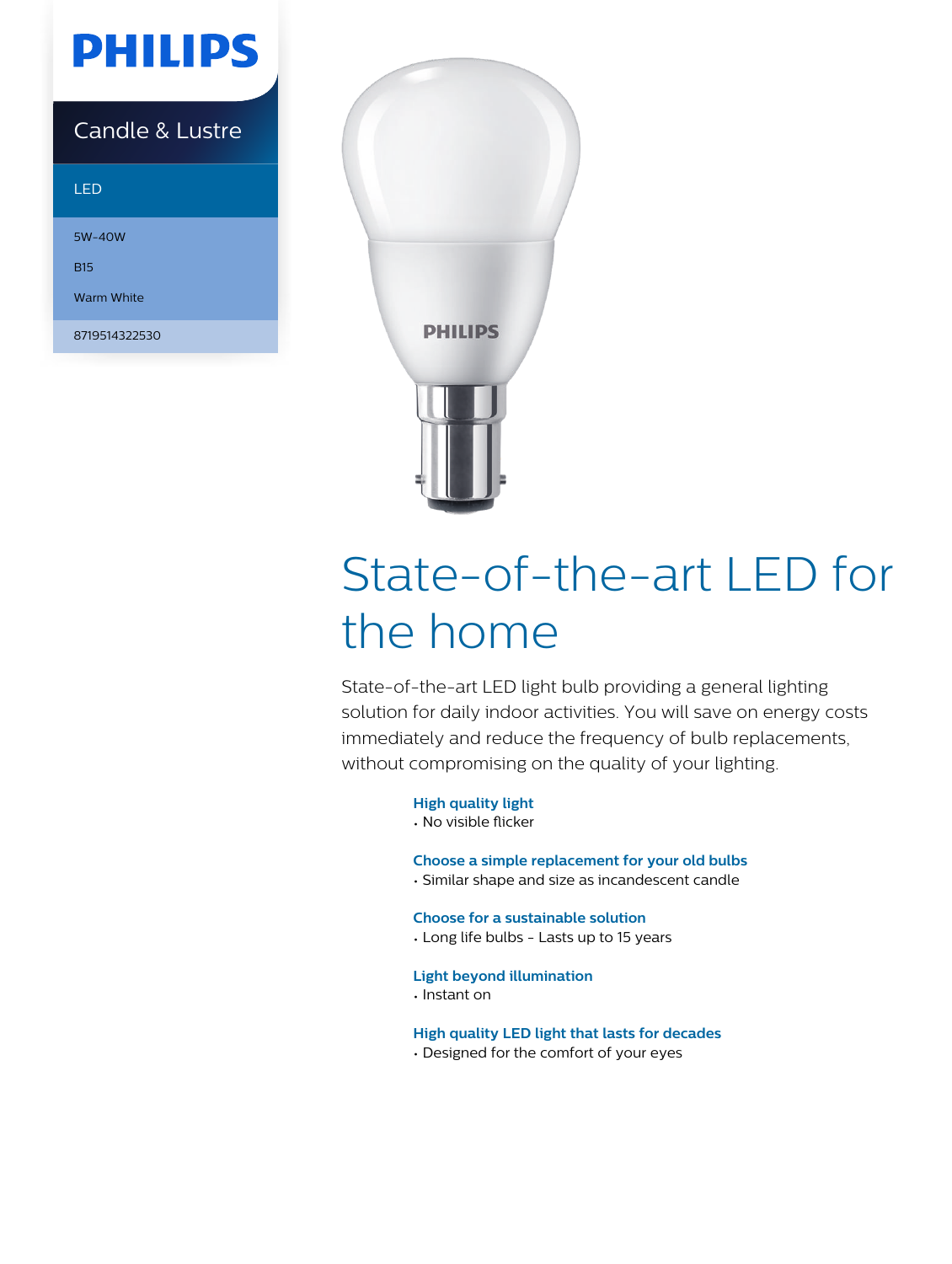PHILIPS

Candle & Lustre

LED

5W-40W

B15

Warm White

8719514322530

# State-of-the-art LED for the home

State-of-the-art LED light bulb providing a general lighting solution for daily indoor activities. You will save on energy costs immediately and reduce the frequency of bulb replacements, without compromising on the quality of your lighting.

**High quality light**

- No visible flicker

**Choose a simple replacement for your old bulbs**

- Similar shape and size as incandescent candle

**Choose for a sustainable solution**

- Long life bulbs - Lasts up to 15 years

**Light beyond illumination**

- Instant on

**High quality LED light that lasts for decades**

- Designed for the comfort of your eyes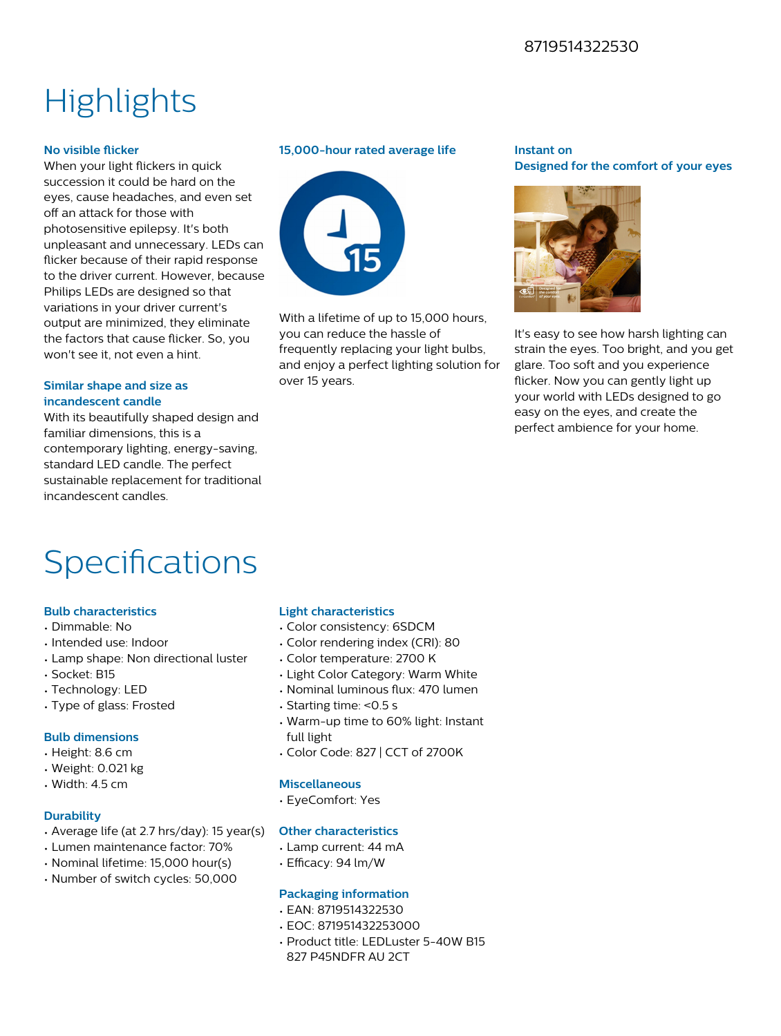8719514322530

# Highlights

### No visible flicker

When your light flickers in quick succession it could be hard on the eyes, cause headaches, and even set off an attack for those with photosensitive epilepsy. It's both unpleasant and unnecessary. LEDs can flicker because of their rapid response to the driver current. However, because Philips LEDs are designed so that variations in your driver current's output are minimized, they eliminate the factors that cause flicker. So, you won't see it, not even a hint.

### Similar shape and size as incandescent candle

With its beautifully shaped design and familiar dimensions, this is a contemporary lighting, energy-saving, standard LED candle. The perfect sustainable replacement for traditional incandescent candles.

### 15,000-hour rated average life

With a lifetime of up to 15,000 hours, you can reduce the hassle of frequently replacing your light bulbs, and enjoy a perfect lighting solution for over 15 years.

### Instant on

### Designed for the comfort of your eyes

It's easy to see how harsh lighting can strain the eyes. Too bright, and you get glare. Too soft and you experience flicker. Now you can gently light up your world with LEDs designed to go easy on the eyes, and create the perfect ambience for your home.

# Specifications

### Bulb characteristics

- Dimmable: No
- Intended use: Indoor
- Lamp shape: Non directional luster
- Socket: B15
- Technology: LED
- Type of glass: Frosted

### Bulb dimensions

- Height: 8.6 cm
- Weight: 0.021 kg
- Width: 4.5 cm

### Durability

- Average life (at 2.7 hrs/day): 15 year(s)
- Lumen maintenance factor: 70%
- Nominal lifetime: 15,000 hour(s)
- Number of switch cycles: 50,000

### Light characteristics

- Color consistency: 6SDCM
- Color rendering index (CRI): 80
- Color temperature: 2700 K
- Light Color Category: Warm White
- Nominal luminous flux: 470 lumen
- Starting time: <0.5 s
- Warm-up time to 60% light: Instant full light
- Color Code: 827 | CCT of 2700K

### Miscellaneous

- EyeComfort: Yes

### Other characteristics

- Lamp current: 44 mA
- Efficacy: 94 lm/W

### Packaging information

- EAN: 8719514322530
- EOC: 871951432253000
- Product title: LEDLuster 5-40W B15 827 P45NDFR AU 2CT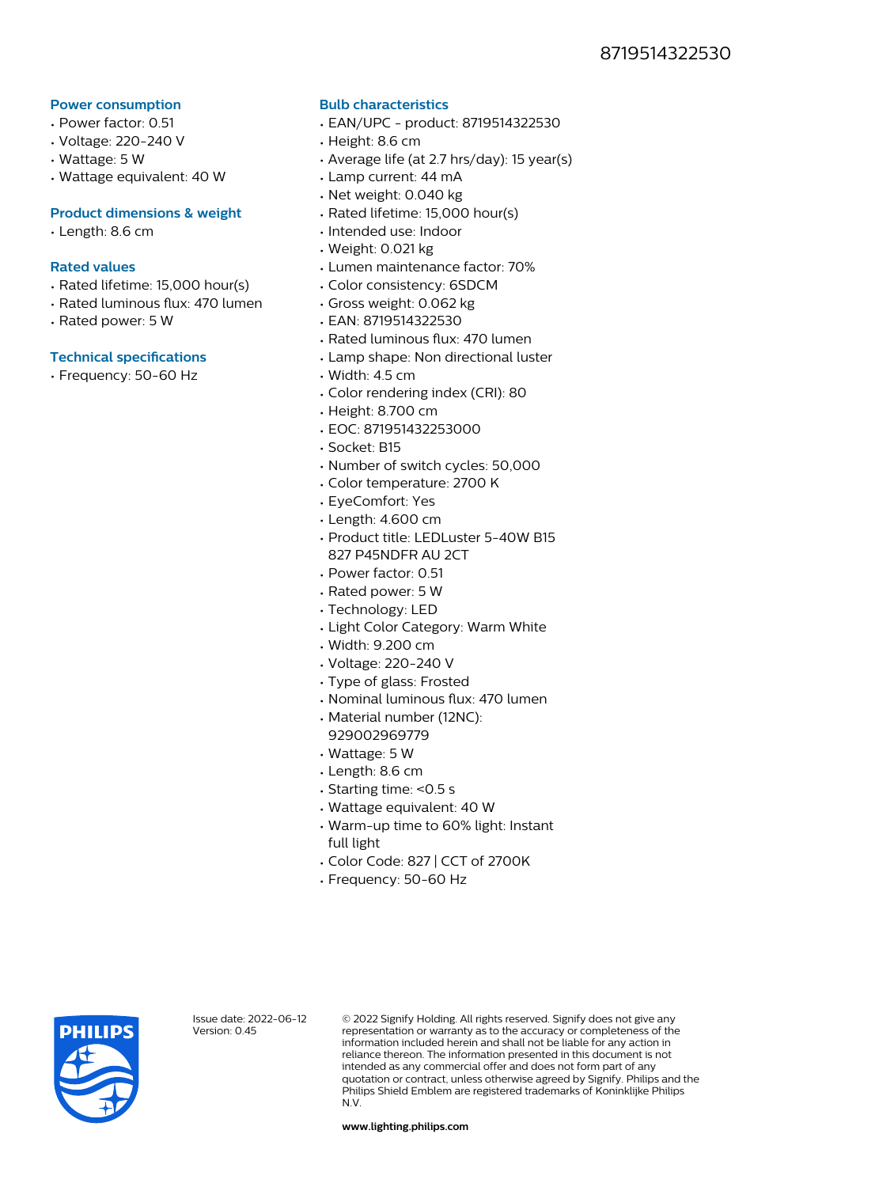8719514322530

### Power consumption

- Power factor: 0.51
- Voltage: 220-240 V
- Wattage: 5 W
- Wattage equivalent: 40 W

### Product dimensions & weight

- Length: 8.6 cm

### Rated values

- Rated lifetime: 15,000 hour(s)
- Rated luminous flux: 470 lumen
- Rated power: 5 W

### Technical specifications

- Frequency: 50-60 Hz

### Bulb characteristics

- EAN/UPC - product: 8719514322530
- Height: 8.6 cm
- Average life (at 2.7 hrs/day): 15 year(s)
- Lamp current: 44 mA
- Net weight: 0.040 kg
- Rated lifetime: 15,000 hour(s)
- Intended use: Indoor
- Weight: 0.021 kg
- Lumen maintenance factor: 70%
- Color consistency: 6SDCM
- Gross weight: 0.062 kg
- EAN: 8719514322530
- Rated luminous flux: 470 lumen
- Lamp shape: Non directional luster
- Width: 4.5 cm
- Color rendering index (CRI): 80
- Height: 8.700 cm
- EOC: 871951432253000
- Socket: B15
- Number of switch cycles: 50,000
- Color temperature: 2700 K
- EyeComfort: Yes
- Length: 4.600 cm
- Product title: LEDLuster 5-40W B15 827 P45NDFR AU 2CT
- Power factor: 0.51
- Rated power: 5 W
- Technology: LED
- Light Color Category: Warm White
- Width: 9.200 cm
- Voltage: 220-240 V
- Type of glass: Frosted
- Nominal luminous flux: 470 lumen
- Material number (12NC): 929002969779
- Wattage: 5 W
- Length: 8.6 cm
- Starting time: <0.5 s
- Wattage equivalent: 40 W
- Warm-up time to 60% light: Instant full light
- Color Code: 827 | CCT of 2700K
- Frequency: 50-60 Hz

Issue date: 2022-06-12
Version: 0.45

© 2022 Signify Holding. All rights reserved. Signify does not give any representation or warranty as to the accuracy or completeness of the information included herein and shall not be liable for any action in reliance thereon. The information presented in this document is not intended as any commercial offer and does not form part of any quotation or contract, unless otherwise agreed by Signify. Philips and the Philips Shield Emblem are registered trademarks of Koninklijke Philips N.V.

**www.lighting.philips.com**